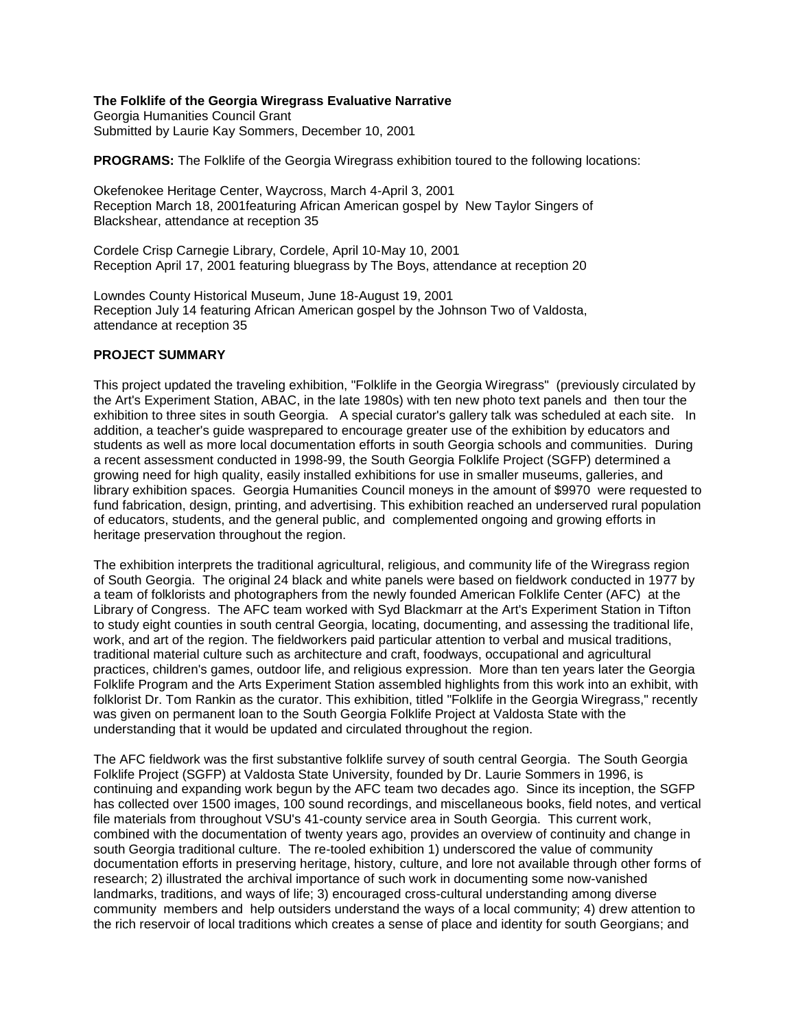**The Folklife of the Georgia Wiregrass Evaluative Narrative**
Georgia Humanities Council Grant
Submitted by Laurie Kay Sommers, December 10, 2001

**PROGRAMS:** The Folklife of the Georgia Wiregrass exhibition toured to the following locations:

Okefenokee Heritage Center, Waycross, March 4-April 3, 2001
Reception March 18, 2001featuring African American gospel by New Taylor Singers of Blackshear, attendance at reception 35

Cordele Crisp Carnegie Library, Cordele, April 10-May 10, 2001
Reception April 17, 2001 featuring bluegrass by The Boys, attendance at reception 20

Lowndes County Historical Museum, June 18-August 19, 2001
Reception July 14 featuring African American gospel by the Johnson Two of Valdosta, attendance at reception 35

**PROJECT SUMMARY**

This project updated the traveling exhibition, "Folklife in the Georgia Wiregrass" (previously circulated by the Art's Experiment Station, ABAC, in the late 1980s) with ten new photo text panels and then tour the exhibition to three sites in south Georgia. A special curator's gallery talk was scheduled at each site. In addition, a teacher's guide wasprepared to encourage greater use of the exhibition by educators and students as well as more local documentation efforts in south Georgia schools and communities. During a recent assessment conducted in 1998-99, the South Georgia Folklife Project (SGFP) determined a growing need for high quality, easily installed exhibitions for use in smaller museums, galleries, and library exhibition spaces. Georgia Humanities Council moneys in the amount of $9970 were requested to fund fabrication, design, printing, and advertising. This exhibition reached an underserved rural population of educators, students, and the general public, and complemented ongoing and growing efforts in heritage preservation throughout the region.

The exhibition interprets the traditional agricultural, religious, and community life of the Wiregrass region of South Georgia. The original 24 black and white panels were based on fieldwork conducted in 1977 by a team of folklorists and photographers from the newly founded American Folklife Center (AFC) at the Library of Congress. The AFC team worked with Syd Blackmarr at the Art's Experiment Station in Tifton to study eight counties in south central Georgia, locating, documenting, and assessing the traditional life, work, and art of the region. The fieldworkers paid particular attention to verbal and musical traditions, traditional material culture such as architecture and craft, foodways, occupational and agricultural practices, children's games, outdoor life, and religious expression. More than ten years later the Georgia Folklife Program and the Arts Experiment Station assembled highlights from this work into an exhibit, with folklorist Dr. Tom Rankin as the curator. This exhibition, titled "Folklife in the Georgia Wiregrass," recently was given on permanent loan to the South Georgia Folklife Project at Valdosta State with the understanding that it would be updated and circulated throughout the region.

The AFC fieldwork was the first substantive folklife survey of south central Georgia. The South Georgia Folklife Project (SGFP) at Valdosta State University, founded by Dr. Laurie Sommers in 1996, is continuing and expanding work begun by the AFC team two decades ago. Since its inception, the SGFP has collected over 1500 images, 100 sound recordings, and miscellaneous books, field notes, and vertical file materials from throughout VSU's 41-county service area in South Georgia. This current work, combined with the documentation of twenty years ago, provides an overview of continuity and change in south Georgia traditional culture. The re-tooled exhibition 1) underscored the value of community documentation efforts in preserving heritage, history, culture, and lore not available through other forms of research; 2) illustrated the archival importance of such work in documenting some now-vanished landmarks, traditions, and ways of life; 3) encouraged cross-cultural understanding among diverse community members and help outsiders understand the ways of a local community; 4) drew attention to the rich reservoir of local traditions which creates a sense of place and identity for south Georgians; and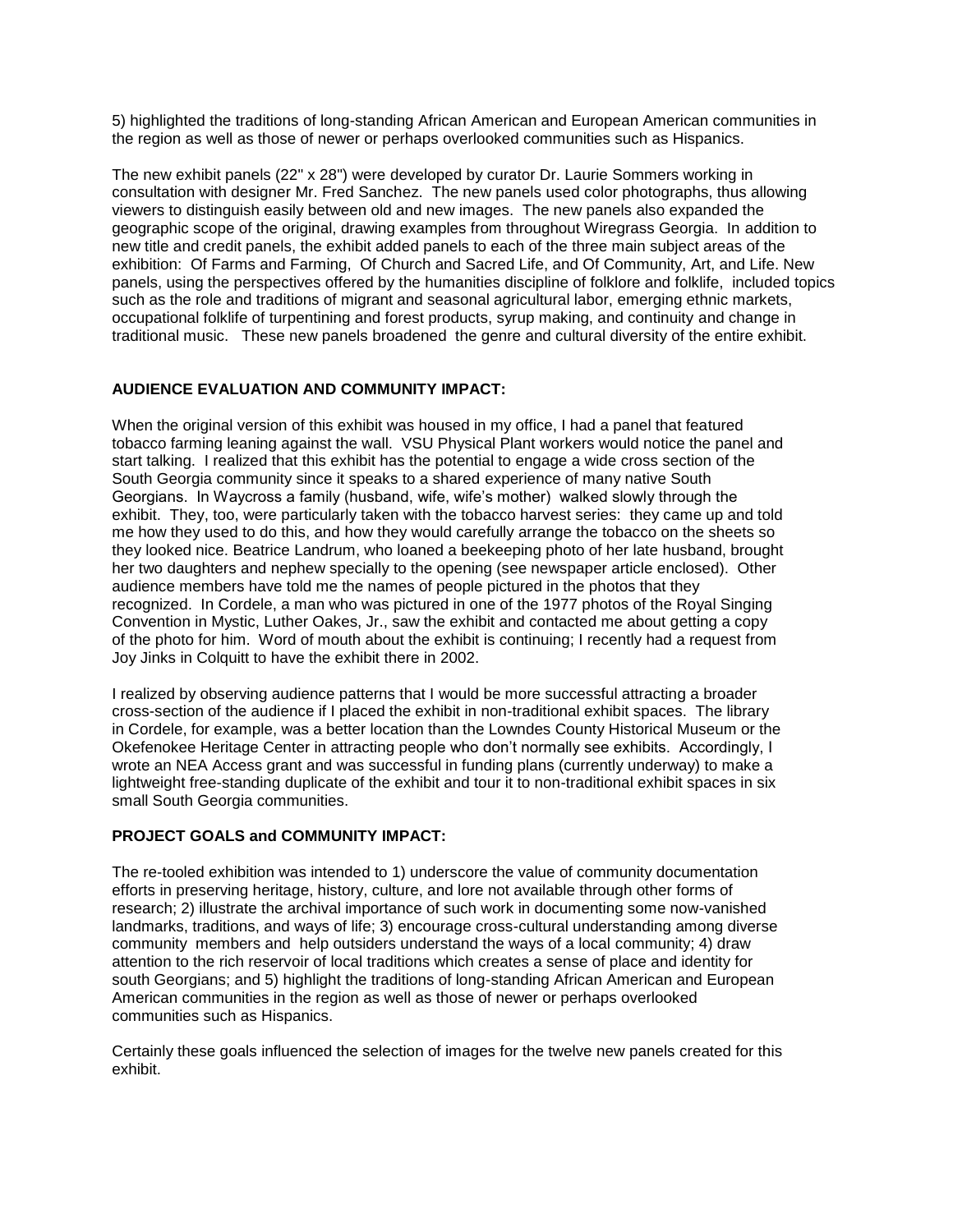5) highlighted the traditions of long-standing African American and European American communities in the region as well as those of newer or perhaps overlooked communities such as Hispanics.

The new exhibit panels (22" x 28") were developed by curator Dr. Laurie Sommers working in consultation with designer Mr. Fred Sanchez. The new panels used color photographs, thus allowing viewers to distinguish easily between old and new images. The new panels also expanded the geographic scope of the original, drawing examples from throughout Wiregrass Georgia. In addition to new title and credit panels, the exhibit added panels to each of the three main subject areas of the exhibition: Of Farms and Farming, Of Church and Sacred Life, and Of Community, Art, and Life. New panels, using the perspectives offered by the humanities discipline of folklore and folklife, included topics such as the role and traditions of migrant and seasonal agricultural labor, emerging ethnic markets, occupational folklife of turpentining and forest products, syrup making, and continuity and change in traditional music. These new panels broadened the genre and cultural diversity of the entire exhibit.

**AUDIENCE EVALUATION AND COMMUNITY IMPACT:**

When the original version of this exhibit was housed in my office, I had a panel that featured tobacco farming leaning against the wall. VSU Physical Plant workers would notice the panel and start talking. I realized that this exhibit has the potential to engage a wide cross section of the South Georgia community since it speaks to a shared experience of many native South Georgians. In Waycross a family (husband, wife, wife's mother) walked slowly through the exhibit. They, too, were particularly taken with the tobacco harvest series: they came up and told me how they used to do this, and how they would carefully arrange the tobacco on the sheets so they looked nice. Beatrice Landrum, who loaned a beekeeping photo of her late husband, brought her two daughters and nephew specially to the opening (see newspaper article enclosed). Other audience members have told me the names of people pictured in the photos that they recognized. In Cordele, a man who was pictured in one of the 1977 photos of the Royal Singing Convention in Mystic, Luther Oakes, Jr., saw the exhibit and contacted me about getting a copy of the photo for him. Word of mouth about the exhibit is continuing; I recently had a request from Joy Jinks in Colquitt to have the exhibit there in 2002.

I realized by observing audience patterns that I would be more successful attracting a broader cross-section of the audience if I placed the exhibit in non-traditional exhibit spaces. The library in Cordele, for example, was a better location than the Lowndes County Historical Museum or the Okefenokee Heritage Center in attracting people who don't normally see exhibits. Accordingly, I wrote an NEA Access grant and was successful in funding plans (currently underway) to make a lightweight free-standing duplicate of the exhibit and tour it to non-traditional exhibit spaces in six small South Georgia communities.

**PROJECT GOALS and COMMUNITY IMPACT:**

The re-tooled exhibition was intended to 1) underscore the value of community documentation efforts in preserving heritage, history, culture, and lore not available through other forms of research; 2) illustrate the archival importance of such work in documenting some now-vanished landmarks, traditions, and ways of life; 3) encourage cross-cultural understanding among diverse community members and help outsiders understand the ways of a local community; 4) draw attention to the rich reservoir of local traditions which creates a sense of place and identity for south Georgians; and 5) highlight the traditions of long-standing African American and European American communities in the region as well as those of newer or perhaps overlooked communities such as Hispanics.

Certainly these goals influenced the selection of images for the twelve new panels created for this exhibit.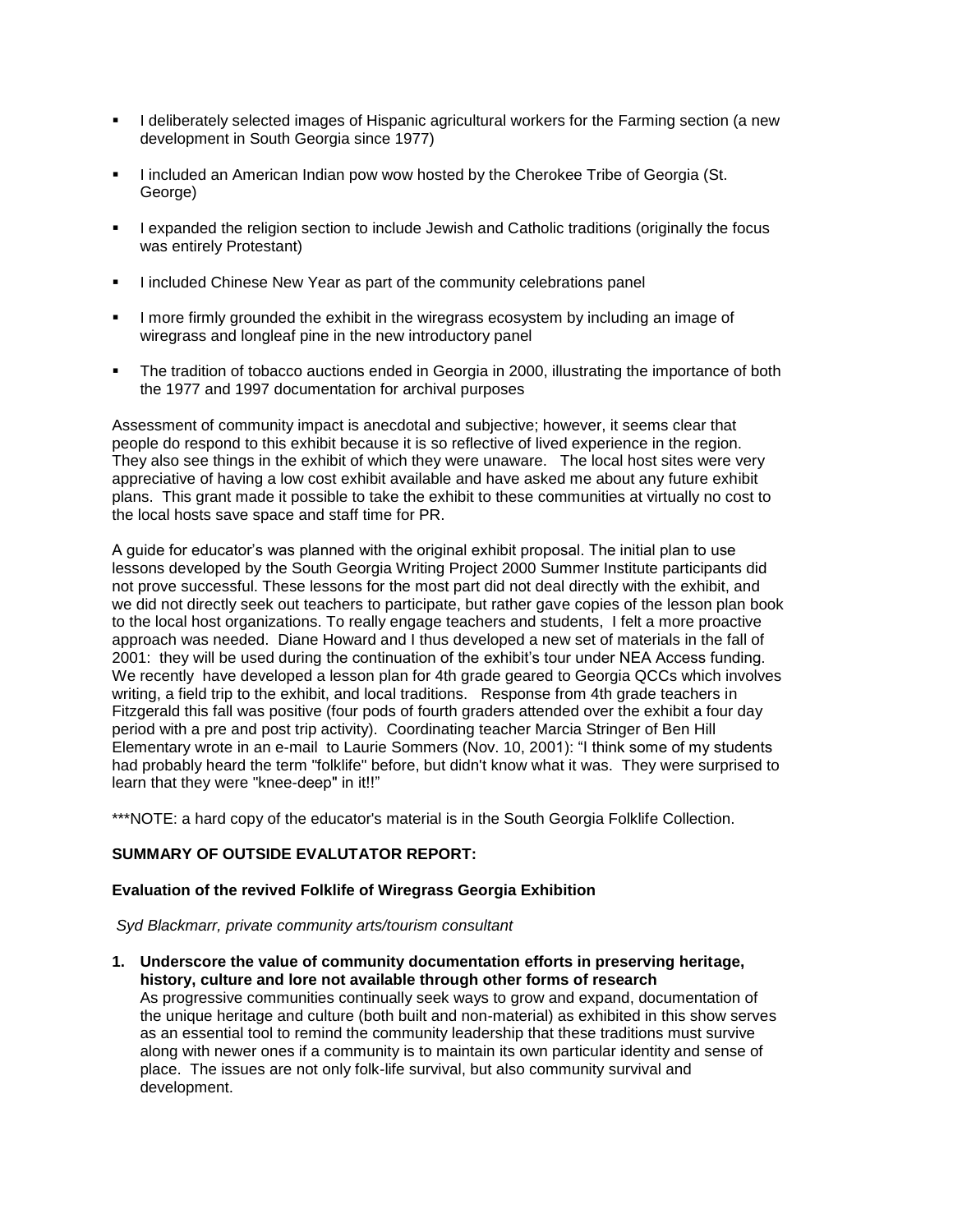- I deliberately selected images of Hispanic agricultural workers for the Farming section (a new development in South Georgia since 1977)

- I included an American Indian pow wow hosted by the Cherokee Tribe of Georgia (St. George)

- I expanded the religion section to include Jewish and Catholic traditions (originally the focus was entirely Protestant)

- I included Chinese New Year as part of the community celebrations panel

- I more firmly grounded the exhibit in the wiregrass ecosystem by including an image of wiregrass and longleaf pine in the new introductory panel

- The tradition of tobacco auctions ended in Georgia in 2000, illustrating the importance of both the 1977 and 1997 documentation for archival purposes

Assessment of community impact is anecdotal and subjective; however, it seems clear that people do respond to this exhibit because it is so reflective of lived experience in the region. They also see things in the exhibit of which they were unaware. The local host sites were very appreciative of having a low cost exhibit available and have asked me about any future exhibit plans. This grant made it possible to take the exhibit to these communities at virtually no cost to the local hosts save space and staff time for PR.

A guide for educator's was planned with the original exhibit proposal. The initial plan to use lessons developed by the South Georgia Writing Project 2000 Summer Institute participants did not prove successful. These lessons for the most part did not deal directly with the exhibit, and we did not directly seek out teachers to participate, but rather gave copies of the lesson plan book to the local host organizations. To really engage teachers and students, I felt a more proactive approach was needed. Diane Howard and I thus developed a new set of materials in the fall of 2001: they will be used during the continuation of the exhibit's tour under NEA Access funding. We recently have developed a lesson plan for 4th grade geared to Georgia QCCs which involves writing, a field trip to the exhibit, and local traditions. Response from 4th grade teachers in Fitzgerald this fall was positive (four pods of fourth graders attended over the exhibit a four day period with a pre and post trip activity). Coordinating teacher Marcia Stringer of Ben Hill Elementary wrote in an e-mail to Laurie Sommers (Nov. 10, 2001): "I think some of my students had probably heard the term "folklife" before, but didn't know what it was. They were surprised to learn that they were "knee-deep" in it!!"

***NOTE: a hard copy of the educator's material is in the South Georgia Folklife Collection.

**SUMMARY OF OUTSIDE EVALUTATOR REPORT:**

**Evaluation of the revived Folklife of Wiregrass Georgia Exhibition**

*Syd Blackmarr, private community arts/tourism consultant*

1. **Underscore the value of community documentation efforts in preserving heritage, history, culture and lore not available through other forms of research**
   As progressive communities continually seek ways to grow and expand, documentation of the unique heritage and culture (both built and non-material) as exhibited in this show serves as an essential tool to remind the community leadership that these traditions must survive along with newer ones if a community is to maintain its own particular identity and sense of place. The issues are not only folk-life survival, but also community survival and development.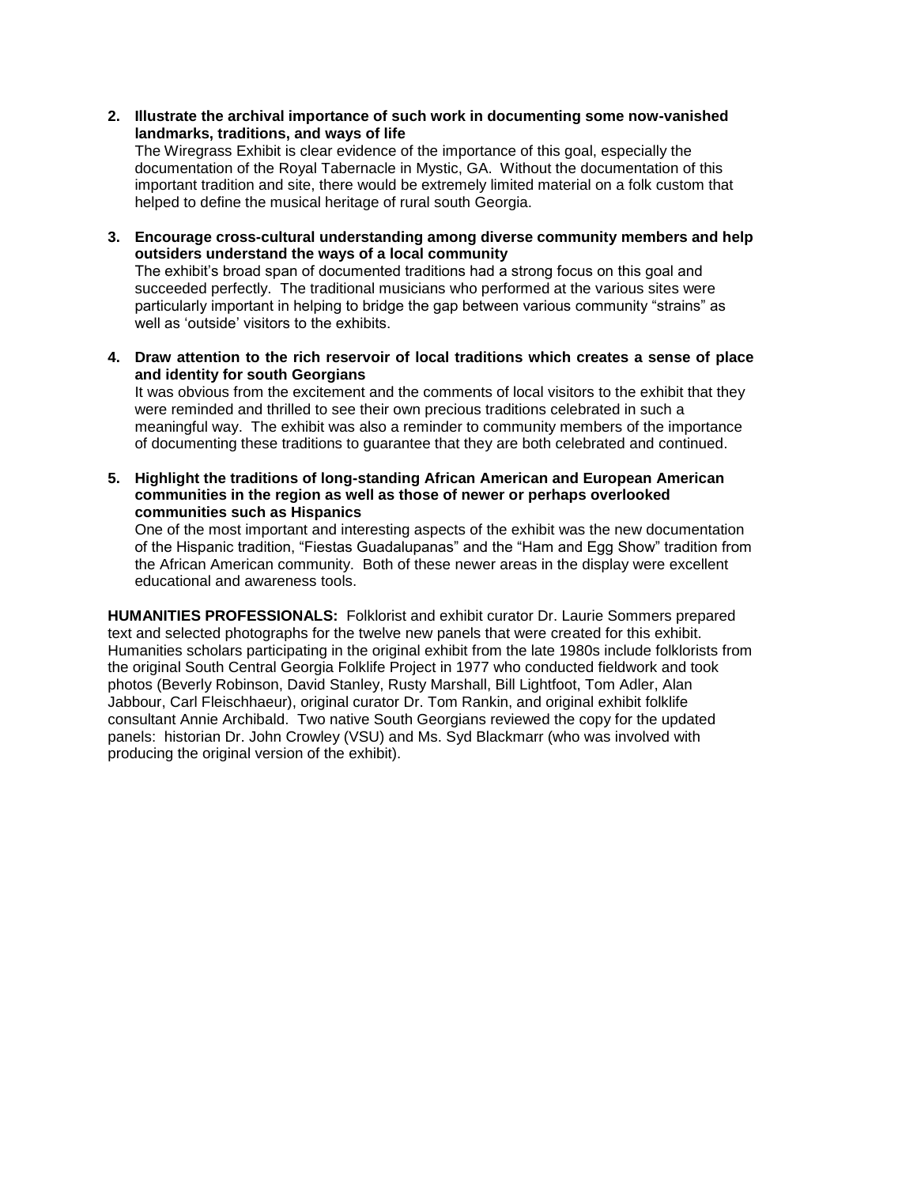2. **Illustrate the archival importance of such work in documenting some now-vanished landmarks, traditions, and ways of life**
   The Wiregrass Exhibit is clear evidence of the importance of this goal, especially the documentation of the Royal Tabernacle in Mystic, GA. Without the documentation of this important tradition and site, there would be extremely limited material on a folk custom that helped to define the musical heritage of rural south Georgia.

3. **Encourage cross-cultural understanding among diverse community members and help outsiders understand the ways of a local community**
   The exhibit's broad span of documented traditions had a strong focus on this goal and succeeded perfectly. The traditional musicians who performed at the various sites were particularly important in helping to bridge the gap between various community "strains" as well as 'outside' visitors to the exhibits.

4. **Draw attention to the rich reservoir of local traditions which creates a sense of place and identity for south Georgians**
   It was obvious from the excitement and the comments of local visitors to the exhibit that they were reminded and thrilled to see their own precious traditions celebrated in such a meaningful way. The exhibit was also a reminder to community members of the importance of documenting these traditions to guarantee that they are both celebrated and continued.

5. **Highlight the traditions of long-standing African American and European American communities in the region as well as those of newer or perhaps overlooked communities such as Hispanics**
   One of the most important and interesting aspects of the exhibit was the new documentation of the Hispanic tradition, "Fiestas Guadalupanas" and the "Ham and Egg Show" tradition from the African American community. Both of these newer areas in the display were excellent educational and awareness tools.

**HUMANITIES PROFESSIONALS:** Folklorist and exhibit curator Dr. Laurie Sommers prepared text and selected photographs for the twelve new panels that were created for this exhibit. Humanities scholars participating in the original exhibit from the late 1980s include folklorists from the original South Central Georgia Folklife Project in 1977 who conducted fieldwork and took photos (Beverly Robinson, David Stanley, Rusty Marshall, Bill Lightfoot, Tom Adler, Alan Jabbour, Carl Fleischhaeur), original curator Dr. Tom Rankin, and original exhibit folklife consultant Annie Archibald. Two native South Georgians reviewed the copy for the updated panels: historian Dr. John Crowley (VSU) and Ms. Syd Blackmarr (who was involved with producing the original version of the exhibit).